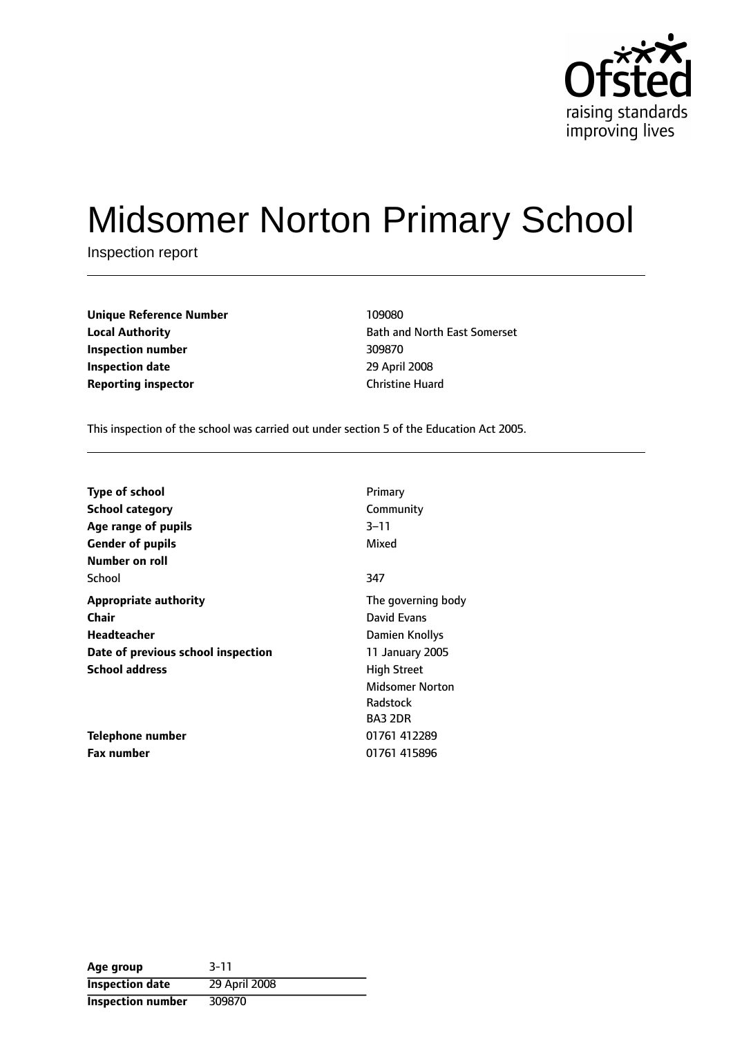# Midsomer Norton Primary School

Inspection report

| | |
|---|---|
| **Unique Reference Number** | 109080 |
| **Local Authority** | Bath and North East Somerset |
| **Inspection number** | 309870 |
| **Inspection date** | 29 April 2008 |
| **Reporting inspector** | Christine Huard |

This inspection of the school was carried out under section 5 of the Education Act 2005.

| | |
|---|---|
| **Type of school** | Primary |
| **School category** | Community |
| **Age range of pupils** | 3–11 |
| **Gender of pupils** | Mixed |
| **Number on roll** | |
| School | 347 |
| **Appropriate authority** | The governing body |
| **Chair** | David Evans |
| **Headteacher** | Damien Knollys |
| **Date of previous school inspection** | 11 January 2005 |
| **School address** | High Street<br>Midsomer Norton<br>Radstock<br>BA3 2DR |
| **Telephone number** | 01761 412289 |
| **Fax number** | 01761 415896 |

| | |
|---|---|
| **Age group** | 3-11 |
| **Inspection date** | 29 April 2008 |
| **Inspection number** | 309870 |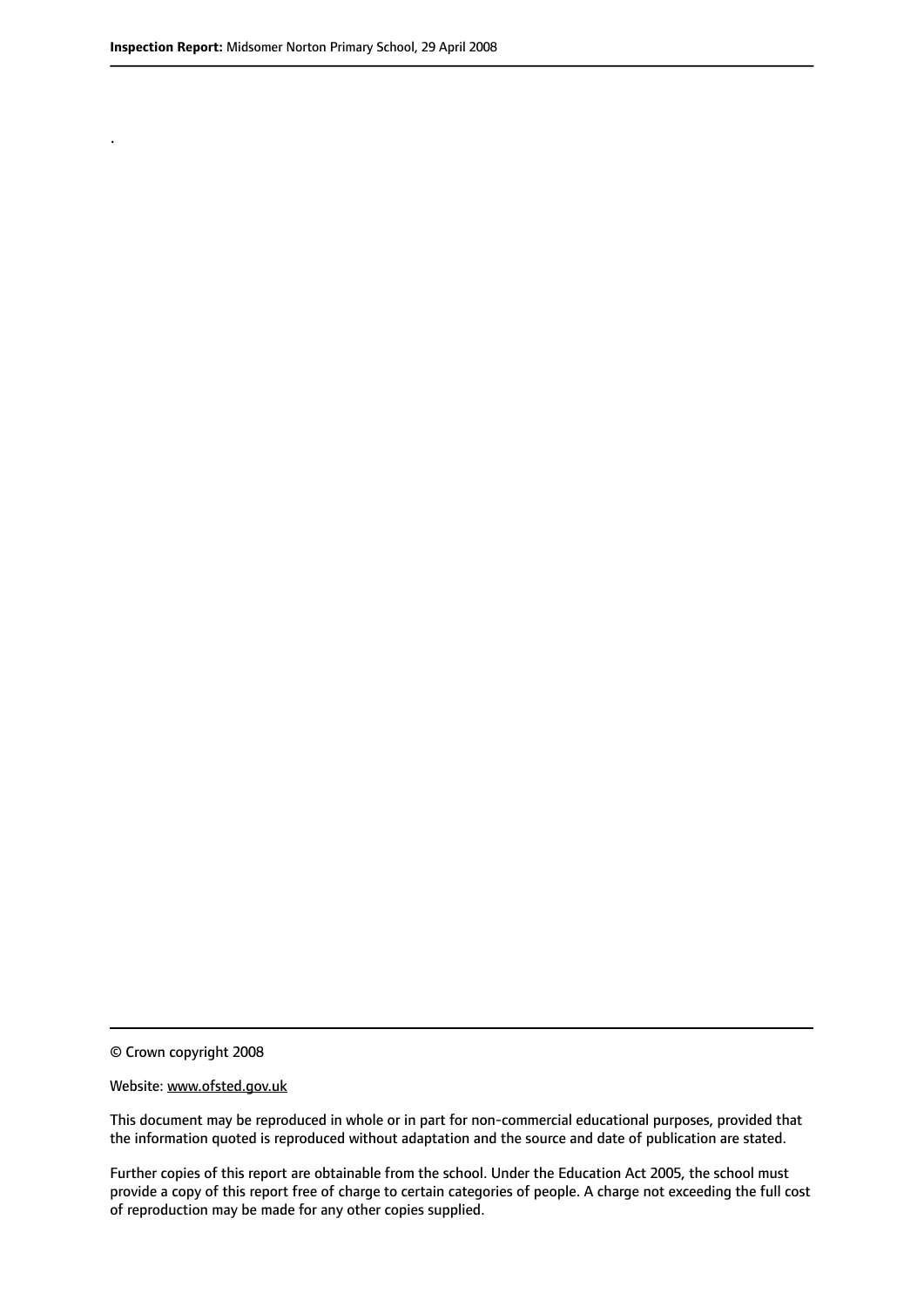.

© Crown copyright 2008

Website: www.ofsted.gov.uk

This document may be reproduced in whole or in part for non-commercial educational purposes, provided that the information quoted is reproduced without adaptation and the source and date of publication are stated.

Further copies of this report are obtainable from the school. Under the Education Act 2005, the school must provide a copy of this report free of charge to certain categories of people. A charge not exceeding the full cost of reproduction may be made for any other copies supplied.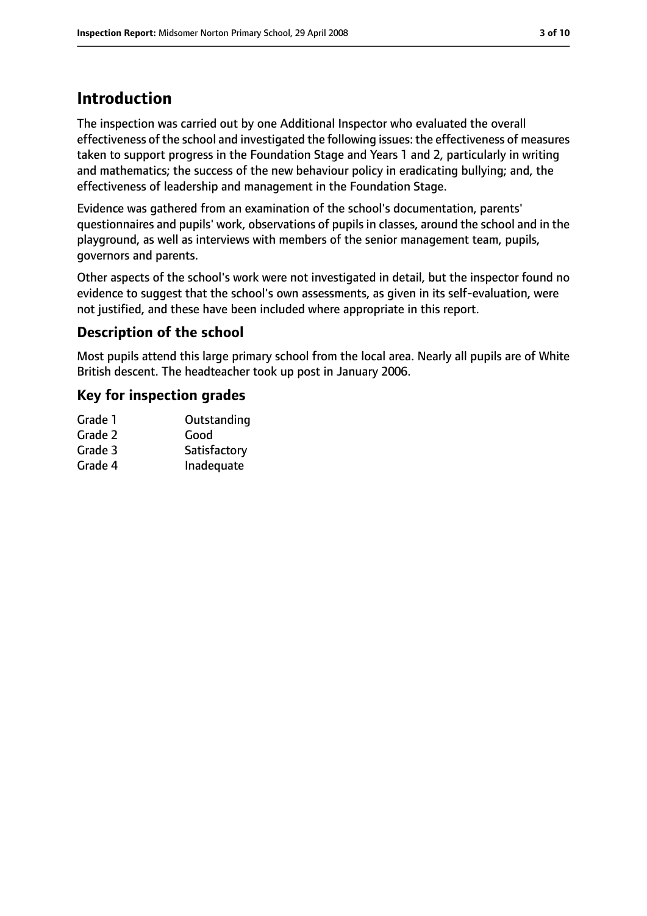# Introduction

The inspection was carried out by one Additional Inspector who evaluated the overall effectiveness of the school and investigated the following issues: the effectiveness of measures taken to support progress in the Foundation Stage and Years 1 and 2, particularly in writing and mathematics; the success of the new behaviour policy in eradicating bullying; and, the effectiveness of leadership and management in the Foundation Stage.

Evidence was gathered from an examination of the school's documentation, parents' questionnaires and pupils' work, observations of pupils in classes, around the school and in the playground, as well as interviews with members of the senior management team, pupils, governors and parents.

Other aspects of the school's work were not investigated in detail, but the inspector found no evidence to suggest that the school's own assessments, as given in its self-evaluation, were not justified, and these have been included where appropriate in this report.

## Description of the school

Most pupils attend this large primary school from the local area. Nearly all pupils are of White British descent. The headteacher took up post in January 2006.

## Key for inspection grades

| | |
|---|---|
| Grade 1 | Outstanding |
| Grade 2 | Good |
| Grade 3 | Satisfactory |
| Grade 4 | Inadequate |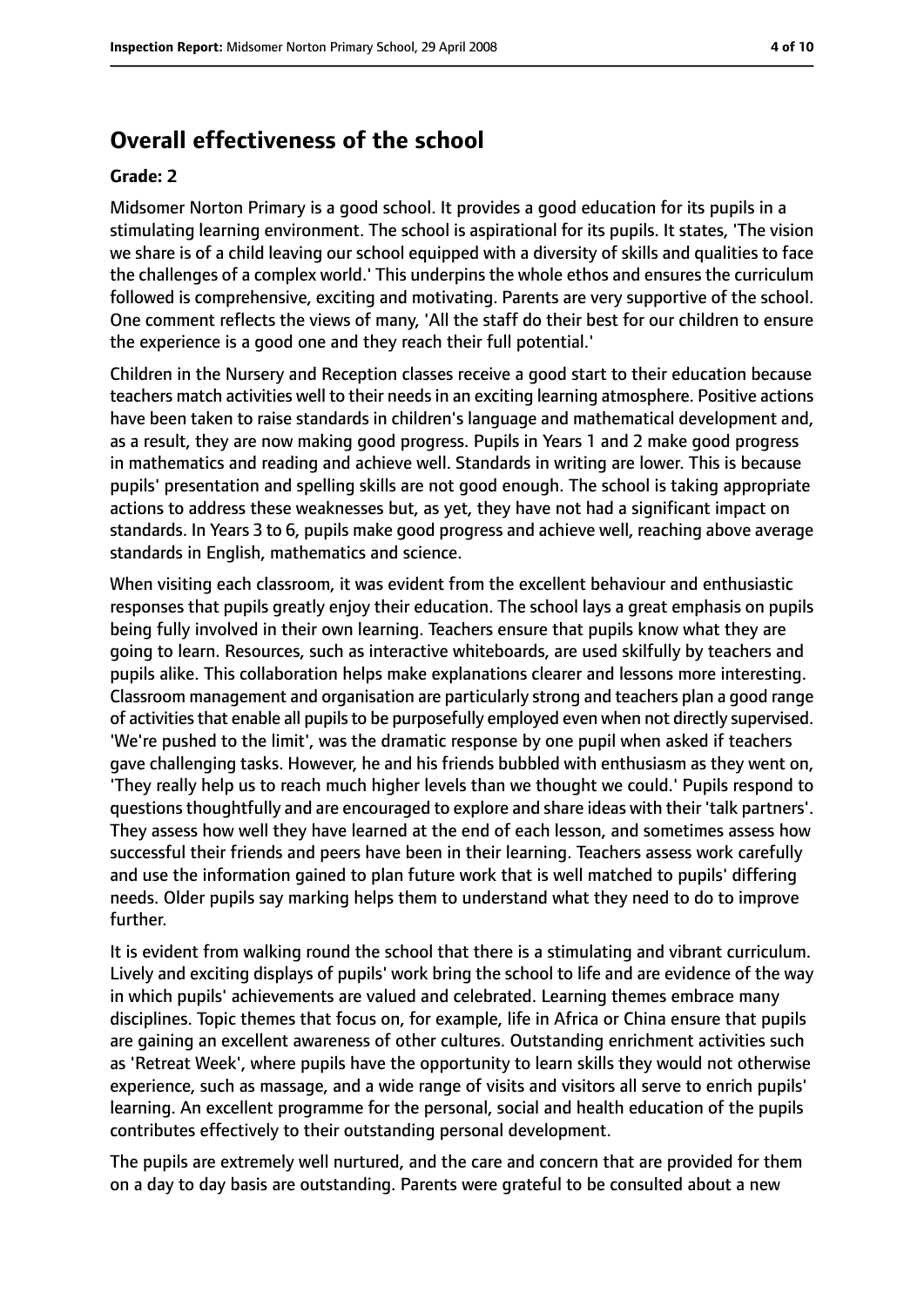## Overall effectiveness of the school

**Grade: 2**

Midsomer Norton Primary is a good school. It provides a good education for its pupils in a stimulating learning environment. The school is aspirational for its pupils. It states, 'The vision we share is of a child leaving our school equipped with a diversity of skills and qualities to face the challenges of a complex world.' This underpins the whole ethos and ensures the curriculum followed is comprehensive, exciting and motivating. Parents are very supportive of the school. One comment reflects the views of many, 'All the staff do their best for our children to ensure the experience is a good one and they reach their full potential.'

Children in the Nursery and Reception classes receive a good start to their education because teachers match activities well to their needs in an exciting learning atmosphere. Positive actions have been taken to raise standards in children's language and mathematical development and, as a result, they are now making good progress. Pupils in Years 1 and 2 make good progress in mathematics and reading and achieve well. Standards in writing are lower. This is because pupils' presentation and spelling skills are not good enough. The school is taking appropriate actions to address these weaknesses but, as yet, they have not had a significant impact on standards. In Years 3 to 6, pupils make good progress and achieve well, reaching above average standards in English, mathematics and science.

When visiting each classroom, it was evident from the excellent behaviour and enthusiastic responses that pupils greatly enjoy their education. The school lays a great emphasis on pupils being fully involved in their own learning. Teachers ensure that pupils know what they are going to learn. Resources, such as interactive whiteboards, are used skilfully by teachers and pupils alike. This collaboration helps make explanations clearer and lessons more interesting. Classroom management and organisation are particularly strong and teachers plan a good range of activities that enable all pupils to be purposefully employed even when not directly supervised. 'We're pushed to the limit', was the dramatic response by one pupil when asked if teachers gave challenging tasks. However, he and his friends bubbled with enthusiasm as they went on, 'They really help us to reach much higher levels than we thought we could.' Pupils respond to questions thoughtfully and are encouraged to explore and share ideas with their 'talk partners'. They assess how well they have learned at the end of each lesson, and sometimes assess how successful their friends and peers have been in their learning. Teachers assess work carefully and use the information gained to plan future work that is well matched to pupils' differing needs. Older pupils say marking helps them to understand what they need to do to improve further.

It is evident from walking round the school that there is a stimulating and vibrant curriculum. Lively and exciting displays of pupils' work bring the school to life and are evidence of the way in which pupils' achievements are valued and celebrated. Learning themes embrace many disciplines. Topic themes that focus on, for example, life in Africa or China ensure that pupils are gaining an excellent awareness of other cultures. Outstanding enrichment activities such as 'Retreat Week', where pupils have the opportunity to learn skills they would not otherwise experience, such as massage, and a wide range of visits and visitors all serve to enrich pupils' learning. An excellent programme for the personal, social and health education of the pupils contributes effectively to their outstanding personal development.

The pupils are extremely well nurtured, and the care and concern that are provided for them on a day to day basis are outstanding. Parents were grateful to be consulted about a new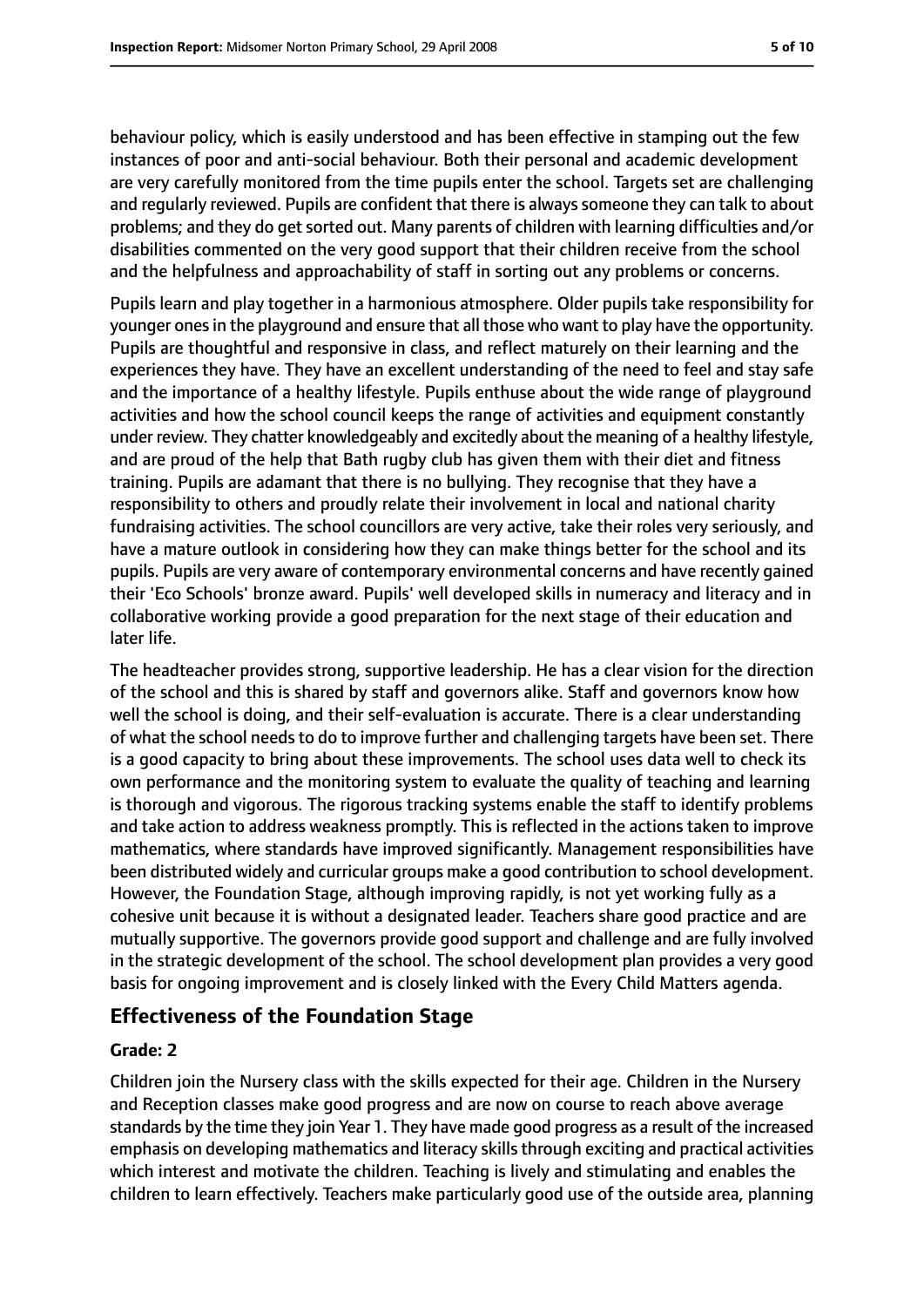behaviour policy, which is easily understood and has been effective in stamping out the few instances of poor and anti-social behaviour. Both their personal and academic development are very carefully monitored from the time pupils enter the school. Targets set are challenging and regularly reviewed. Pupils are confident that there is always someone they can talk to about problems; and they do get sorted out. Many parents of children with learning difficulties and/or disabilities commented on the very good support that their children receive from the school and the helpfulness and approachability of staff in sorting out any problems or concerns.

Pupils learn and play together in a harmonious atmosphere. Older pupils take responsibility for younger ones in the playground and ensure that all those who want to play have the opportunity. Pupils are thoughtful and responsive in class, and reflect maturely on their learning and the experiences they have. They have an excellent understanding of the need to feel and stay safe and the importance of a healthy lifestyle. Pupils enthuse about the wide range of playground activities and how the school council keeps the range of activities and equipment constantly under review. They chatter knowledgeably and excitedly about the meaning of a healthy lifestyle, and are proud of the help that Bath rugby club has given them with their diet and fitness training. Pupils are adamant that there is no bullying. They recognise that they have a responsibility to others and proudly relate their involvement in local and national charity fundraising activities. The school councillors are very active, take their roles very seriously, and have a mature outlook in considering how they can make things better for the school and its pupils. Pupils are very aware of contemporary environmental concerns and have recently gained their 'Eco Schools' bronze award. Pupils' well developed skills in numeracy and literacy and in collaborative working provide a good preparation for the next stage of their education and later life.

The headteacher provides strong, supportive leadership. He has a clear vision for the direction of the school and this is shared by staff and governors alike. Staff and governors know how well the school is doing, and their self-evaluation is accurate. There is a clear understanding of what the school needs to do to improve further and challenging targets have been set. There is a good capacity to bring about these improvements. The school uses data well to check its own performance and the monitoring system to evaluate the quality of teaching and learning is thorough and vigorous. The rigorous tracking systems enable the staff to identify problems and take action to address weakness promptly. This is reflected in the actions taken to improve mathematics, where standards have improved significantly. Management responsibilities have been distributed widely and curricular groups make a good contribution to school development. However, the Foundation Stage, although improving rapidly, is not yet working fully as a cohesive unit because it is without a designated leader. Teachers share good practice and are mutually supportive. The governors provide good support and challenge and are fully involved in the strategic development of the school. The school development plan provides a very good basis for ongoing improvement and is closely linked with the Every Child Matters agenda.

## Effectiveness of the Foundation Stage

### Grade: 2

Children join the Nursery class with the skills expected for their age. Children in the Nursery and Reception classes make good progress and are now on course to reach above average standards by the time they join Year 1. They have made good progress as a result of the increased emphasis on developing mathematics and literacy skills through exciting and practical activities which interest and motivate the children. Teaching is lively and stimulating and enables the children to learn effectively. Teachers make particularly good use of the outside area, planning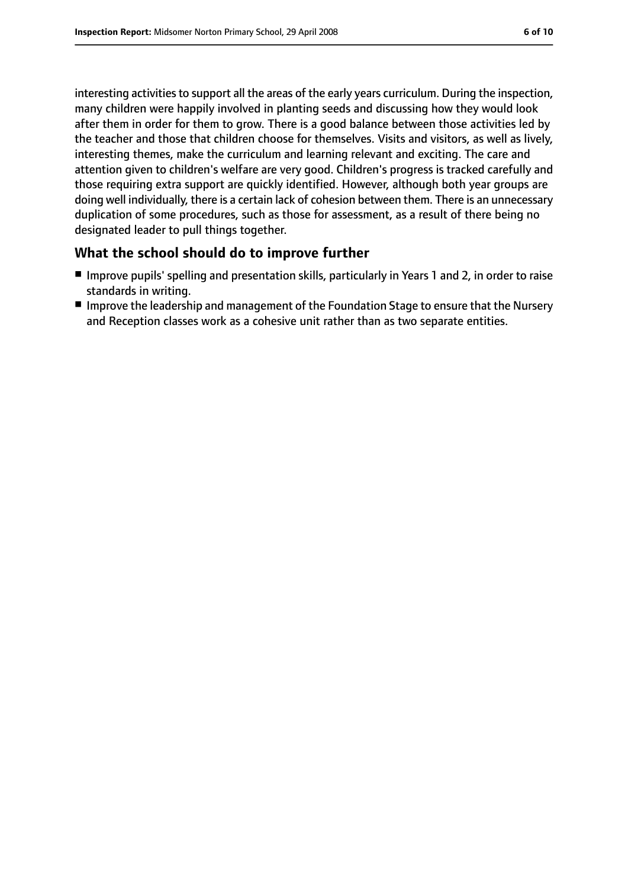interesting activities to support all the areas of the early years curriculum. During the inspection, many children were happily involved in planting seeds and discussing how they would look after them in order for them to grow. There is a good balance between those activities led by the teacher and those that children choose for themselves. Visits and visitors, as well as lively, interesting themes, make the curriculum and learning relevant and exciting. The care and attention given to children's welfare are very good. Children's progress is tracked carefully and those requiring extra support are quickly identified. However, although both year groups are doing well individually, there is a certain lack of cohesion between them. There is an unnecessary duplication of some procedures, such as those for assessment, as a result of there being no designated leader to pull things together.

## What the school should do to improve further

- Improve pupils' spelling and presentation skills, particularly in Years 1 and 2, in order to raise standards in writing.
- Improve the leadership and management of the Foundation Stage to ensure that the Nursery and Reception classes work as a cohesive unit rather than as two separate entities.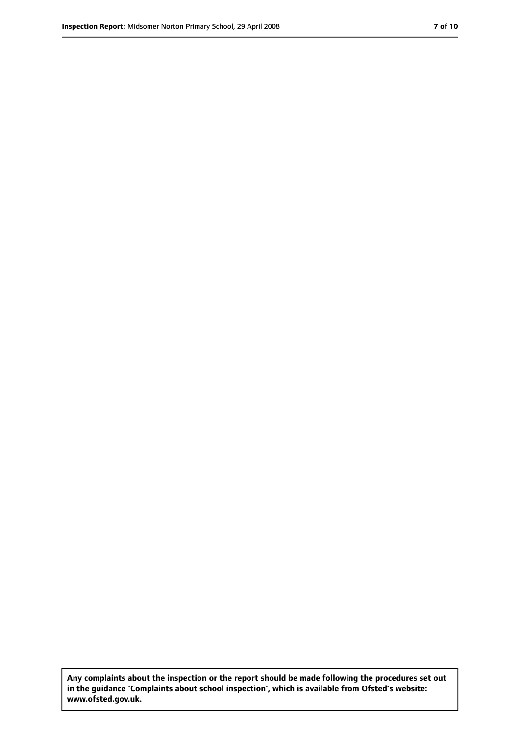**Any complaints about the inspection or the report should be made following the procedures set out in the guidance 'Complaints about school inspection', which is available from Ofsted's website: www.ofsted.gov.uk.**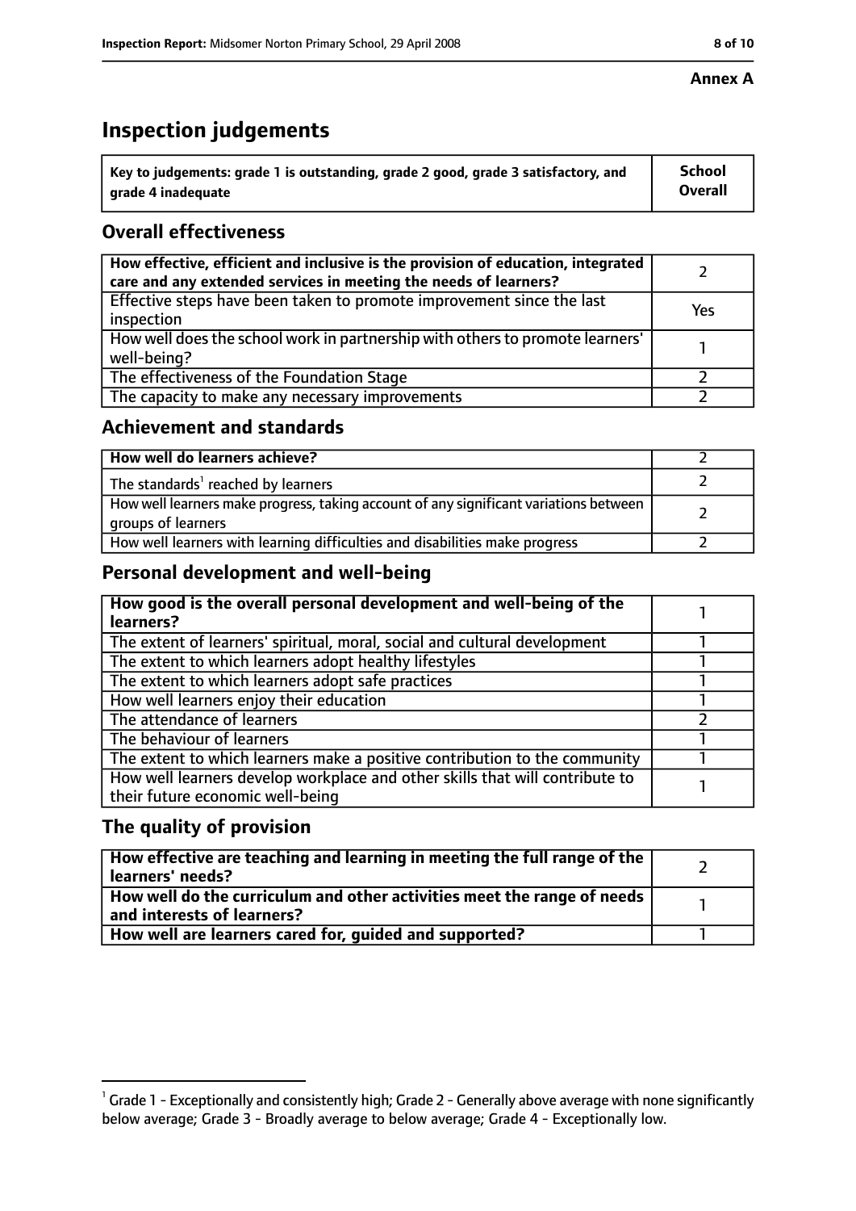**Annex A**

# Inspection judgements

| Key to judgements: grade 1 is outstanding, grade 2 good, grade 3 satisfactory, and grade 4 inadequate | School Overall |
|---|---|

## Overall effectiveness

| | |
|---|---|
| **How effective, efficient and inclusive is the provision of education, integrated care and any extended services in meeting the needs of learners?** | 2 |
| Effective steps have been taken to promote improvement since the last inspection | Yes |
| How well does the school work in partnership with others to promote learners' well-being? | 1 |
| The effectiveness of the Foundation Stage | 2 |
| The capacity to make any necessary improvements | 2 |

## Achievement and standards

| | |
|---|---|
| **How well do learners achieve?** | 2 |
| The standards[1] reached by learners | 2 |
| How well learners make progress, taking account of any significant variations between groups of learners | 2 |
| How well learners with learning difficulties and disabilities make progress | 2 |

## Personal development and well-being

| | |
|---|---|
| **How good is the overall personal development and well-being of the learners?** | 1 |
| The extent of learners' spiritual, moral, social and cultural development | 1 |
| The extent to which learners adopt healthy lifestyles | 1 |
| The extent to which learners adopt safe practices | 1 |
| How well learners enjoy their education | 1 |
| The attendance of learners | 2 |
| The behaviour of learners | 1 |
| The extent to which learners make a positive contribution to the community | 1 |
| How well learners develop workplace and other skills that will contribute to their future economic well-being | 1 |

## The quality of provision

| | |
|---|---|
| **How effective are teaching and learning in meeting the full range of the learners' needs?** | 2 |
| **How well do the curriculum and other activities meet the range of needs and interests of learners?** | 1 |
| **How well are learners cared for, guided and supported?** | 1 |

[1] Grade 1 - Exceptionally and consistently high; Grade 2 - Generally above average with none significantly below average; Grade 3 - Broadly average to below average; Grade 4 - Exceptionally low.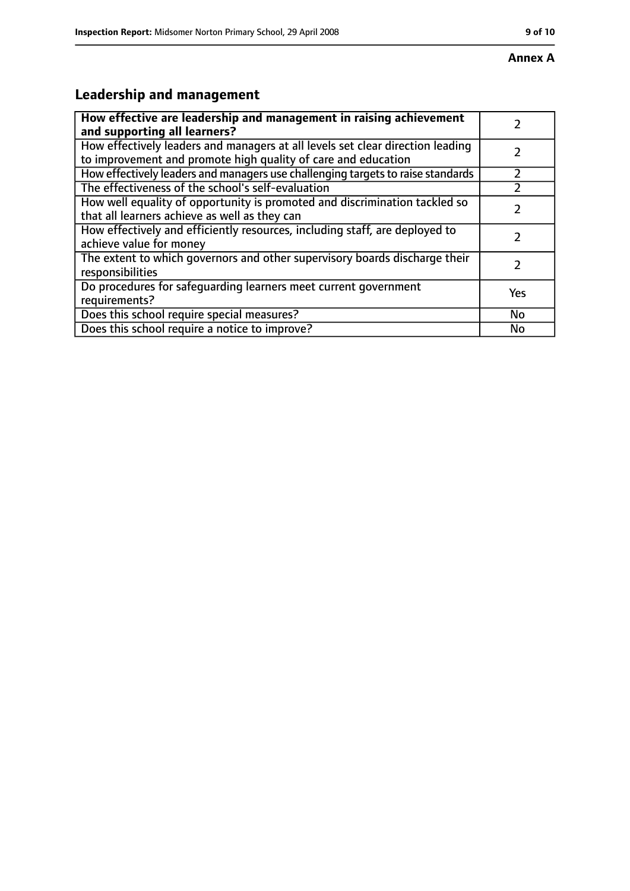**Annex A**

## Leadership and management

| How effective are leadership and management in raising achievement and supporting all learners? | 2 |
|---|---|
| How effectively leaders and managers at all levels set clear direction leading to improvement and promote high quality of care and education | 2 |
| How effectively leaders and managers use challenging targets to raise standards | 2 |
| The effectiveness of the school's self-evaluation | 2 |
| How well equality of opportunity is promoted and discrimination tackled so that all learners achieve as well as they can | 2 |
| How effectively and efficiently resources, including staff, are deployed to achieve value for money | 2 |
| The extent to which governors and other supervisory boards discharge their responsibilities | 2 |
| Do procedures for safeguarding learners meet current government requirements? | Yes |
| Does this school require special measures? | No |
| Does this school require a notice to improve? | No |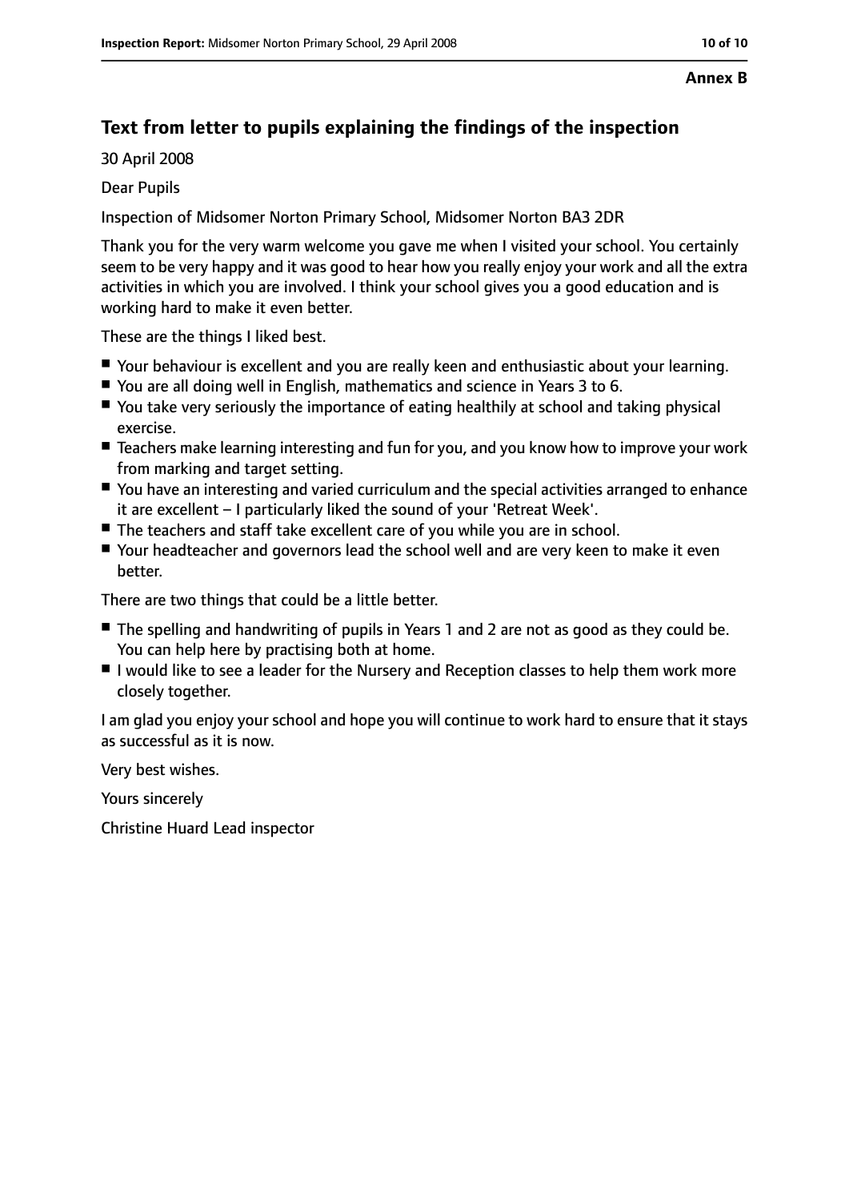**Annex B**

## Text from letter to pupils explaining the findings of the inspection

30 April 2008

Dear Pupils

Inspection of Midsomer Norton Primary School, Midsomer Norton BA3 2DR

Thank you for the very warm welcome you gave me when I visited your school. You certainly seem to be very happy and it was good to hear how you really enjoy your work and all the extra activities in which you are involved. I think your school gives you a good education and is working hard to make it even better.

These are the things I liked best.

- Your behaviour is excellent and you are really keen and enthusiastic about your learning.
- You are all doing well in English, mathematics and science in Years 3 to 6.
- You take very seriously the importance of eating healthily at school and taking physical exercise.
- Teachers make learning interesting and fun for you, and you know how to improve your work from marking and target setting.
- You have an interesting and varied curriculum and the special activities arranged to enhance it are excellent – I particularly liked the sound of your 'Retreat Week'.
- The teachers and staff take excellent care of you while you are in school.
- Your headteacher and governors lead the school well and are very keen to make it even better.

There are two things that could be a little better.

- The spelling and handwriting of pupils in Years 1 and 2 are not as good as they could be. You can help here by practising both at home.
- I would like to see a leader for the Nursery and Reception classes to help them work more closely together.

I am glad you enjoy your school and hope you will continue to work hard to ensure that it stays as successful as it is now.

Very best wishes.

Yours sincerely

Christine Huard Lead inspector